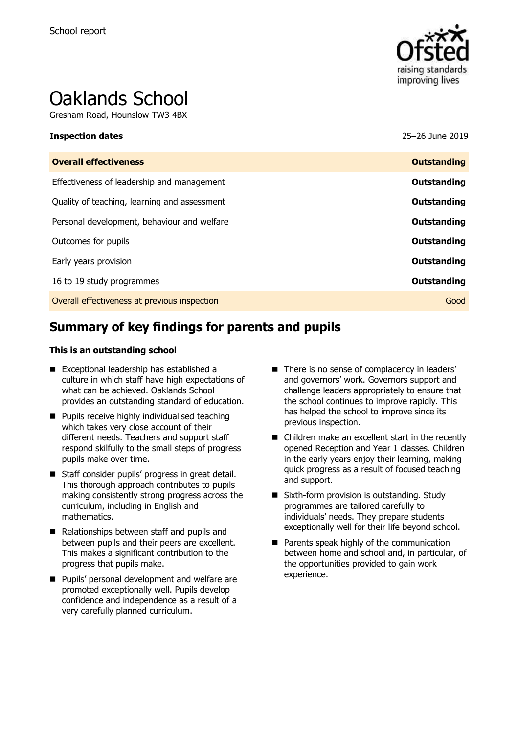School report

# Oaklands School

Gresham Road, Hounslow TW3 4BX

| **Inspection dates** | 25–26 June 2019 |
|---|---|
| **Overall effectiveness** | **Outstanding** |
| Effectiveness of leadership and management | **Outstanding** |
| Quality of teaching, learning and assessment | **Outstanding** |
| Personal development, behaviour and welfare | **Outstanding** |
| Outcomes for pupils | **Outstanding** |
| Early years provision | **Outstanding** |
| 16 to 19 study programmes | **Outstanding** |
| Overall effectiveness at previous inspection | Good |

## Summary of key findings for parents and pupils

**This is an outstanding school**

- Exceptional leadership has established a culture in which staff have high expectations of what can be achieved. Oaklands School provides an outstanding standard of education.
- Pupils receive highly individualised teaching which takes very close account of their different needs. Teachers and support staff respond skilfully to the small steps of progress pupils make over time.
- Staff consider pupils' progress in great detail. This thorough approach contributes to pupils making consistently strong progress across the curriculum, including in English and mathematics.
- Relationships between staff and pupils and between pupils and their peers are excellent. This makes a significant contribution to the progress that pupils make.
- Pupils' personal development and welfare are promoted exceptionally well. Pupils develop confidence and independence as a result of a very carefully planned curriculum.
- There is no sense of complacency in leaders' and governors' work. Governors support and challenge leaders appropriately to ensure that the school continues to improve rapidly. This has helped the school to improve since its previous inspection.
- Children make an excellent start in the recently opened Reception and Year 1 classes. Children in the early years enjoy their learning, making quick progress as a result of focused teaching and support.
- Sixth-form provision is outstanding. Study programmes are tailored carefully to individuals' needs. They prepare students exceptionally well for their life beyond school.
- Parents speak highly of the communication between home and school and, in particular, of the opportunities provided to gain work experience.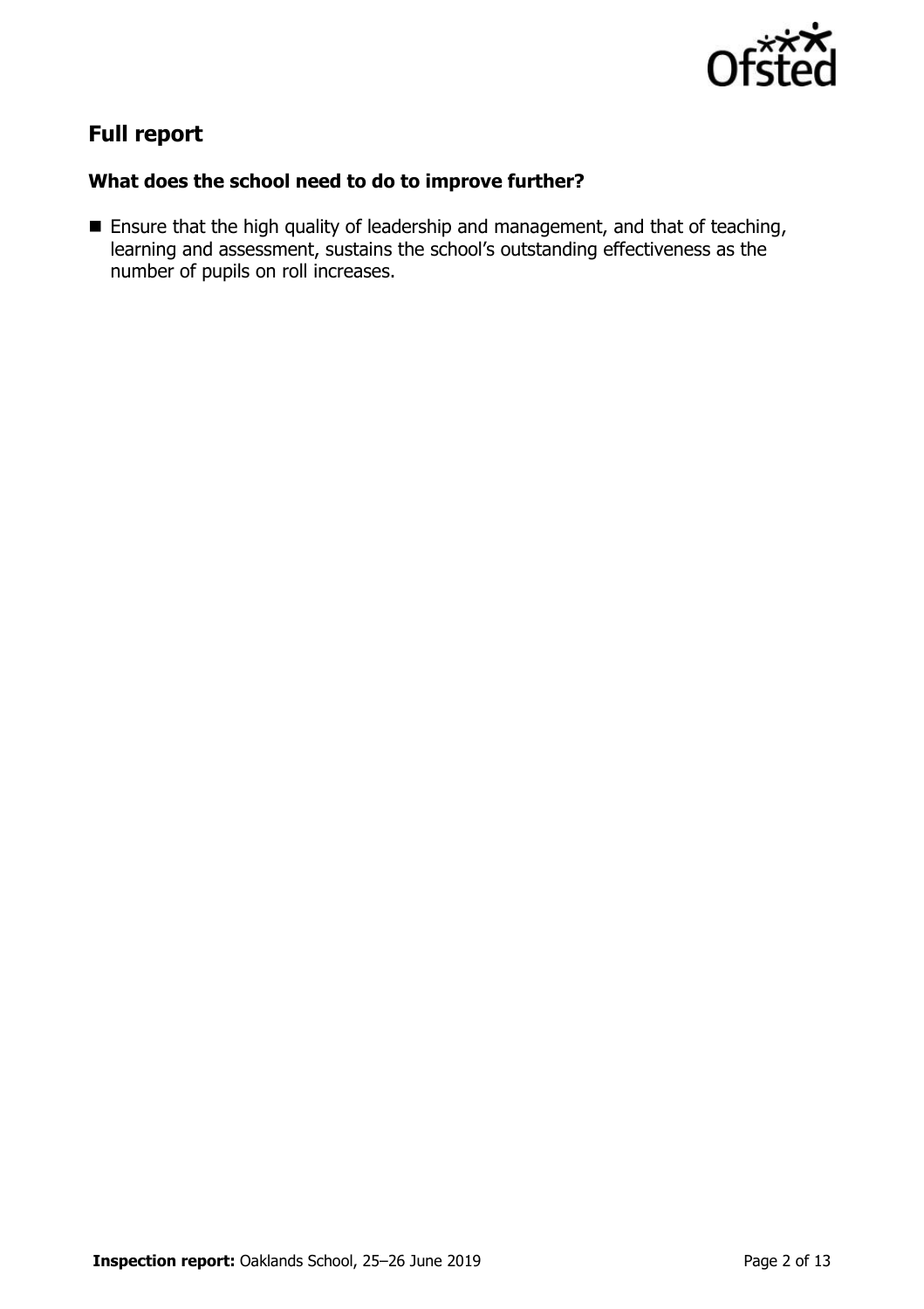## Full report

### What does the school need to do to improve further?

- Ensure that the high quality of leadership and management, and that of teaching, learning and assessment, sustains the school's outstanding effectiveness as the number of pupils on roll increases.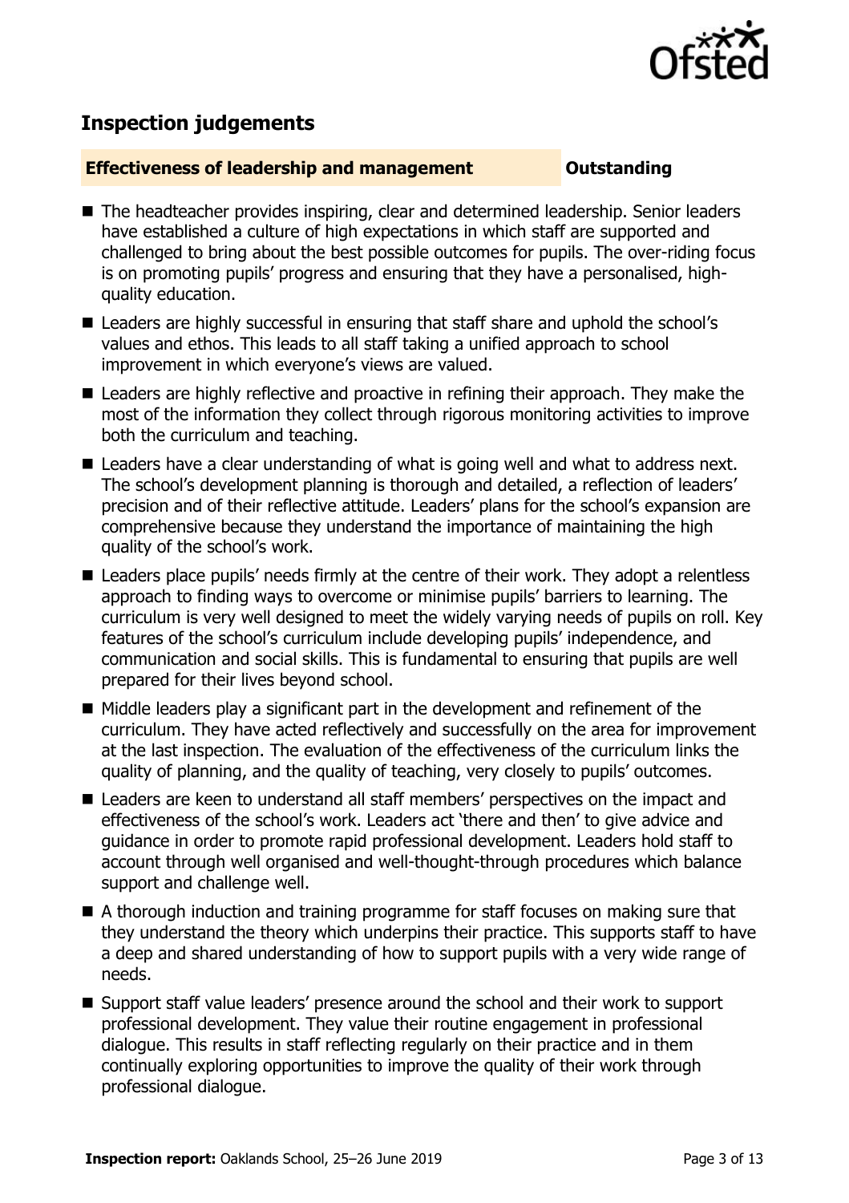## Inspection judgements

**Effectiveness of leadership and management** **Outstanding**

- The headteacher provides inspiring, clear and determined leadership. Senior leaders have established a culture of high expectations in which staff are supported and challenged to bring about the best possible outcomes for pupils. The over-riding focus is on promoting pupils' progress and ensuring that they have a personalised, high-quality education.
- Leaders are highly successful in ensuring that staff share and uphold the school's values and ethos. This leads to all staff taking a unified approach to school improvement in which everyone's views are valued.
- Leaders are highly reflective and proactive in refining their approach. They make the most of the information they collect through rigorous monitoring activities to improve both the curriculum and teaching.
- Leaders have a clear understanding of what is going well and what to address next. The school's development planning is thorough and detailed, a reflection of leaders' precision and of their reflective attitude. Leaders' plans for the school's expansion are comprehensive because they understand the importance of maintaining the high quality of the school's work.
- Leaders place pupils' needs firmly at the centre of their work. They adopt a relentless approach to finding ways to overcome or minimise pupils' barriers to learning. The curriculum is very well designed to meet the widely varying needs of pupils on roll. Key features of the school's curriculum include developing pupils' independence, and communication and social skills. This is fundamental to ensuring that pupils are well prepared for their lives beyond school.
- Middle leaders play a significant part in the development and refinement of the curriculum. They have acted reflectively and successfully on the area for improvement at the last inspection. The evaluation of the effectiveness of the curriculum links the quality of planning, and the quality of teaching, very closely to pupils' outcomes.
- Leaders are keen to understand all staff members' perspectives on the impact and effectiveness of the school's work. Leaders act 'there and then' to give advice and guidance in order to promote rapid professional development. Leaders hold staff to account through well organised and well-thought-through procedures which balance support and challenge well.
- A thorough induction and training programme for staff focuses on making sure that they understand the theory which underpins their practice. This supports staff to have a deep and shared understanding of how to support pupils with a very wide range of needs.
- Support staff value leaders' presence around the school and their work to support professional development. They value their routine engagement in professional dialogue. This results in staff reflecting regularly on their practice and in them continually exploring opportunities to improve the quality of their work through professional dialogue.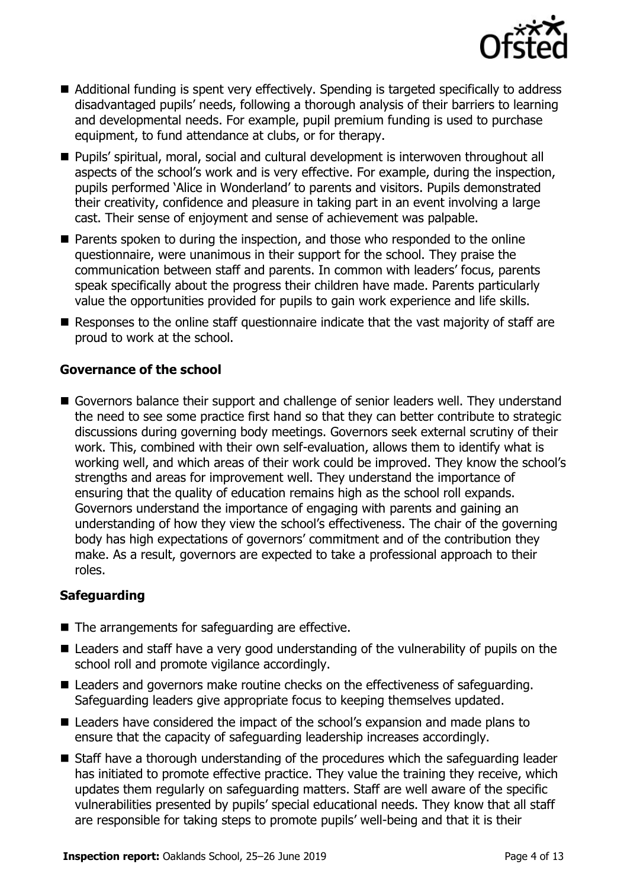- Additional funding is spent very effectively. Spending is targeted specifically to address disadvantaged pupils' needs, following a thorough analysis of their barriers to learning and developmental needs. For example, pupil premium funding is used to purchase equipment, to fund attendance at clubs, or for therapy.
- Pupils' spiritual, moral, social and cultural development is interwoven throughout all aspects of the school's work and is very effective. For example, during the inspection, pupils performed 'Alice in Wonderland' to parents and visitors. Pupils demonstrated their creativity, confidence and pleasure in taking part in an event involving a large cast. Their sense of enjoyment and sense of achievement was palpable.
- Parents spoken to during the inspection, and those who responded to the online questionnaire, were unanimous in their support for the school. They praise the communication between staff and parents. In common with leaders' focus, parents speak specifically about the progress their children have made. Parents particularly value the opportunities provided for pupils to gain work experience and life skills.
- Responses to the online staff questionnaire indicate that the vast majority of staff are proud to work at the school.

### Governance of the school

- Governors balance their support and challenge of senior leaders well. They understand the need to see some practice first hand so that they can better contribute to strategic discussions during governing body meetings. Governors seek external scrutiny of their work. This, combined with their own self-evaluation, allows them to identify what is working well, and which areas of their work could be improved. They know the school's strengths and areas for improvement well. They understand the importance of ensuring that the quality of education remains high as the school roll expands. Governors understand the importance of engaging with parents and gaining an understanding of how they view the school's effectiveness. The chair of the governing body has high expectations of governors' commitment and of the contribution they make. As a result, governors are expected to take a professional approach to their roles.

### Safeguarding

- The arrangements for safeguarding are effective.
- Leaders and staff have a very good understanding of the vulnerability of pupils on the school roll and promote vigilance accordingly.
- Leaders and governors make routine checks on the effectiveness of safeguarding. Safeguarding leaders give appropriate focus to keeping themselves updated.
- Leaders have considered the impact of the school's expansion and made plans to ensure that the capacity of safeguarding leadership increases accordingly.
- Staff have a thorough understanding of the procedures which the safeguarding leader has initiated to promote effective practice. They value the training they receive, which updates them regularly on safeguarding matters. Staff are well aware of the specific vulnerabilities presented by pupils' special educational needs. They know that all staff are responsible for taking steps to promote pupils' well-being and that it is their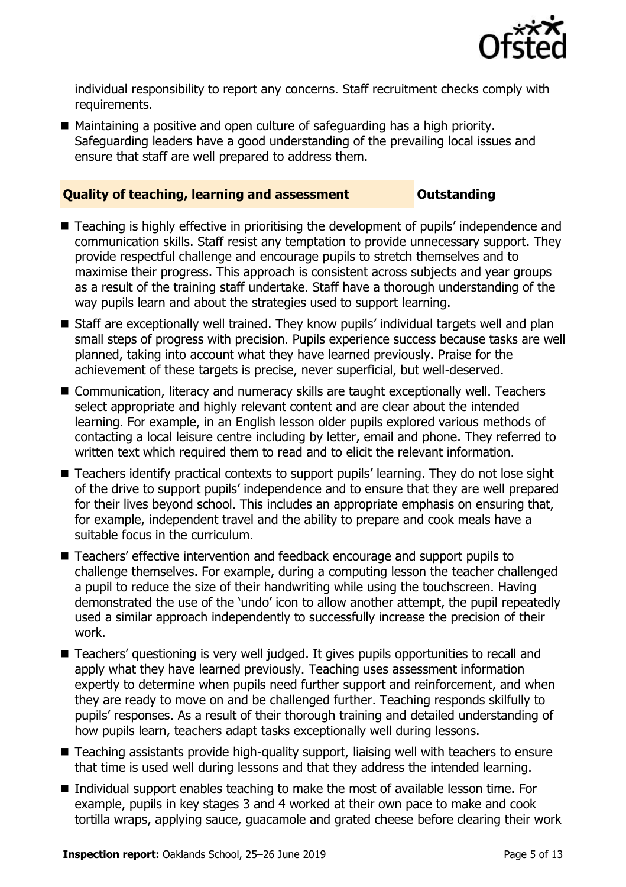individual responsibility to report any concerns. Staff recruitment checks comply with requirements.

- Maintaining a positive and open culture of safeguarding has a high priority. Safeguarding leaders have a good understanding of the prevailing local issues and ensure that staff are well prepared to address them.

## Quality of teaching, learning and assessment — Outstanding

- Teaching is highly effective in prioritising the development of pupils' independence and communication skills. Staff resist any temptation to provide unnecessary support. They provide respectful challenge and encourage pupils to stretch themselves and to maximise their progress. This approach is consistent across subjects and year groups as a result of the training staff undertake. Staff have a thorough understanding of the way pupils learn and about the strategies used to support learning.
- Staff are exceptionally well trained. They know pupils' individual targets well and plan small steps of progress with precision. Pupils experience success because tasks are well planned, taking into account what they have learned previously. Praise for the achievement of these targets is precise, never superficial, but well-deserved.
- Communication, literacy and numeracy skills are taught exceptionally well. Teachers select appropriate and highly relevant content and are clear about the intended learning. For example, in an English lesson older pupils explored various methods of contacting a local leisure centre including by letter, email and phone. They referred to written text which required them to read and to elicit the relevant information.
- Teachers identify practical contexts to support pupils' learning. They do not lose sight of the drive to support pupils' independence and to ensure that they are well prepared for their lives beyond school. This includes an appropriate emphasis on ensuring that, for example, independent travel and the ability to prepare and cook meals have a suitable focus in the curriculum.
- Teachers' effective intervention and feedback encourage and support pupils to challenge themselves. For example, during a computing lesson the teacher challenged a pupil to reduce the size of their handwriting while using the touchscreen. Having demonstrated the use of the 'undo' icon to allow another attempt, the pupil repeatedly used a similar approach independently to successfully increase the precision of their work.
- Teachers' questioning is very well judged. It gives pupils opportunities to recall and apply what they have learned previously. Teaching uses assessment information expertly to determine when pupils need further support and reinforcement, and when they are ready to move on and be challenged further. Teaching responds skilfully to pupils' responses. As a result of their thorough training and detailed understanding of how pupils learn, teachers adapt tasks exceptionally well during lessons.
- Teaching assistants provide high-quality support, liaising well with teachers to ensure that time is used well during lessons and that they address the intended learning.
- Individual support enables teaching to make the most of available lesson time. For example, pupils in key stages 3 and 4 worked at their own pace to make and cook tortilla wraps, applying sauce, guacamole and grated cheese before clearing their work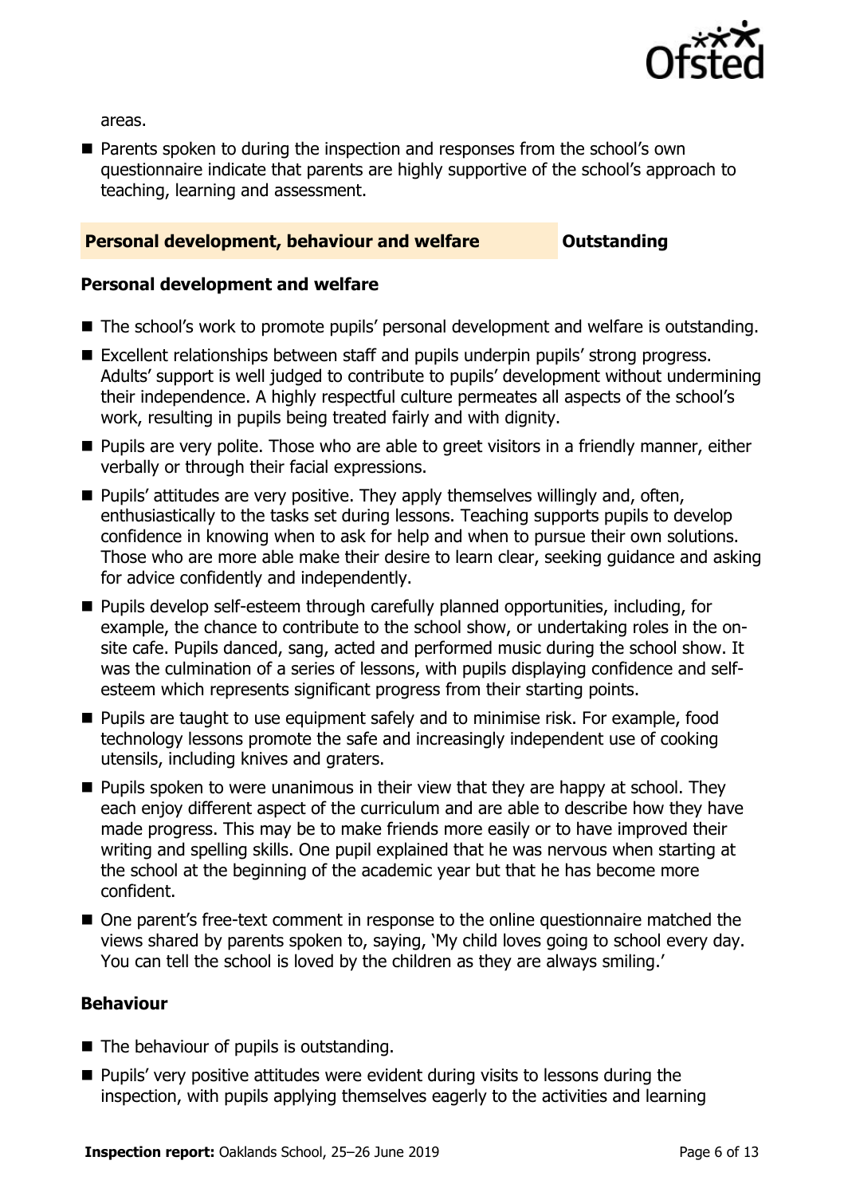areas.

- Parents spoken to during the inspection and responses from the school's own questionnaire indicate that parents are highly supportive of the school's approach to teaching, learning and assessment.

| **Personal development, behaviour and welfare** | **Outstanding** |
| --- | --- |

### Personal development and welfare

- The school's work to promote pupils' personal development and welfare is outstanding.
- Excellent relationships between staff and pupils underpin pupils' strong progress. Adults' support is well judged to contribute to pupils' development without undermining their independence. A highly respectful culture permeates all aspects of the school's work, resulting in pupils being treated fairly and with dignity.
- Pupils are very polite. Those who are able to greet visitors in a friendly manner, either verbally or through their facial expressions.
- Pupils' attitudes are very positive. They apply themselves willingly and, often, enthusiastically to the tasks set during lessons. Teaching supports pupils to develop confidence in knowing when to ask for help and when to pursue their own solutions. Those who are more able make their desire to learn clear, seeking guidance and asking for advice confidently and independently.
- Pupils develop self-esteem through carefully planned opportunities, including, for example, the chance to contribute to the school show, or undertaking roles in the on-site cafe. Pupils danced, sang, acted and performed music during the school show. It was the culmination of a series of lessons, with pupils displaying confidence and self-esteem which represents significant progress from their starting points.
- Pupils are taught to use equipment safely and to minimise risk. For example, food technology lessons promote the safe and increasingly independent use of cooking utensils, including knives and graters.
- Pupils spoken to were unanimous in their view that they are happy at school. They each enjoy different aspect of the curriculum and are able to describe how they have made progress. This may be to make friends more easily or to have improved their writing and spelling skills. One pupil explained that he was nervous when starting at the school at the beginning of the academic year but that he has become more confident.
- One parent's free-text comment in response to the online questionnaire matched the views shared by parents spoken to, saying, 'My child loves going to school every day. You can tell the school is loved by the children as they are always smiling.'

### Behaviour

- The behaviour of pupils is outstanding.
- Pupils' very positive attitudes were evident during visits to lessons during the inspection, with pupils applying themselves eagerly to the activities and learning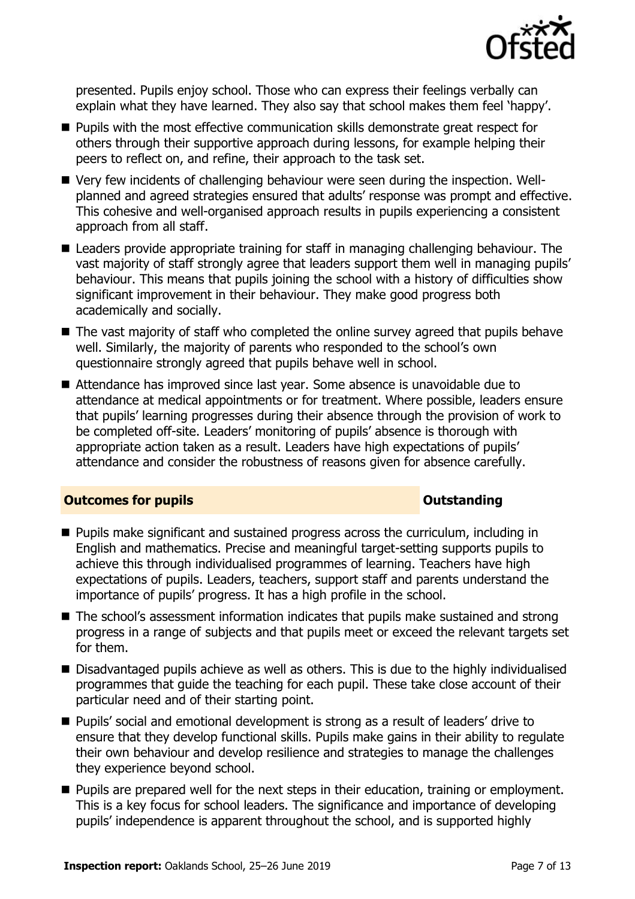presented. Pupils enjoy school. Those who can express their feelings verbally can explain what they have learned. They also say that school makes them feel 'happy'.

- Pupils with the most effective communication skills demonstrate great respect for others through their supportive approach during lessons, for example helping their peers to reflect on, and refine, their approach to the task set.
- Very few incidents of challenging behaviour were seen during the inspection. Well-planned and agreed strategies ensured that adults' response was prompt and effective. This cohesive and well-organised approach results in pupils experiencing a consistent approach from all staff.
- Leaders provide appropriate training for staff in managing challenging behaviour. The vast majority of staff strongly agree that leaders support them well in managing pupils' behaviour. This means that pupils joining the school with a history of difficulties show significant improvement in their behaviour. They make good progress both academically and socially.
- The vast majority of staff who completed the online survey agreed that pupils behave well. Similarly, the majority of parents who responded to the school's own questionnaire strongly agreed that pupils behave well in school.
- Attendance has improved since last year. Some absence is unavoidable due to attendance at medical appointments or for treatment. Where possible, leaders ensure that pupils' learning progresses during their absence through the provision of work to be completed off-site. Leaders' monitoring of pupils' absence is thorough with appropriate action taken as a result. Leaders have high expectations of pupils' attendance and consider the robustness of reasons given for absence carefully.

## Outcomes for pupils — Outstanding

- Pupils make significant and sustained progress across the curriculum, including in English and mathematics. Precise and meaningful target-setting supports pupils to achieve this through individualised programmes of learning. Teachers have high expectations of pupils. Leaders, teachers, support staff and parents understand the importance of pupils' progress. It has a high profile in the school.
- The school's assessment information indicates that pupils make sustained and strong progress in a range of subjects and that pupils meet or exceed the relevant targets set for them.
- Disadvantaged pupils achieve as well as others. This is due to the highly individualised programmes that guide the teaching for each pupil. These take close account of their particular need and of their starting point.
- Pupils' social and emotional development is strong as a result of leaders' drive to ensure that they develop functional skills. Pupils make gains in their ability to regulate their own behaviour and develop resilience and strategies to manage the challenges they experience beyond school.
- Pupils are prepared well for the next steps in their education, training or employment. This is a key focus for school leaders. The significance and importance of developing pupils' independence is apparent throughout the school, and is supported highly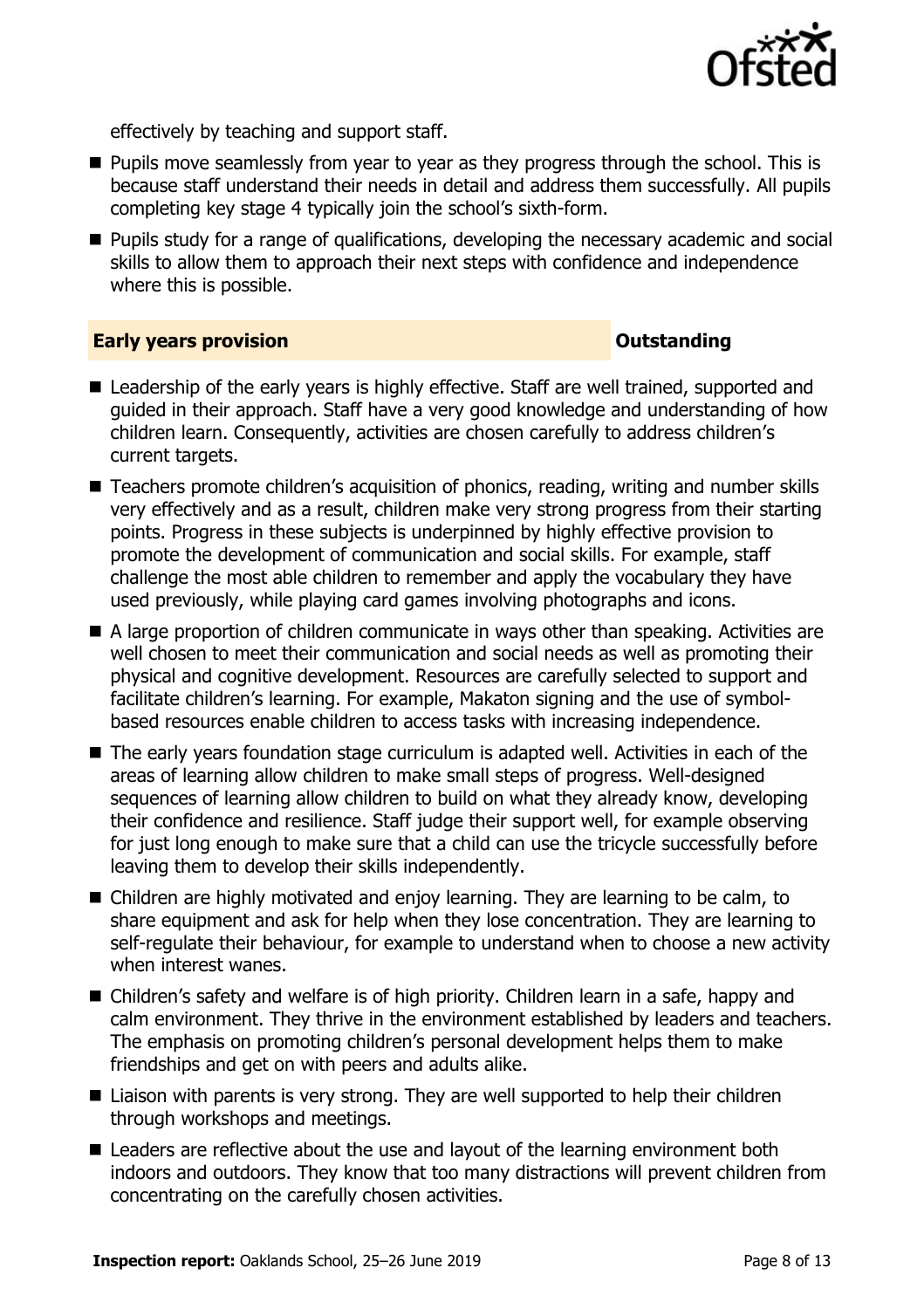effectively by teaching and support staff.

- Pupils move seamlessly from year to year as they progress through the school. This is because staff understand their needs in detail and address them successfully. All pupils completing key stage 4 typically join the school's sixth-form.
- Pupils study for a range of qualifications, developing the necessary academic and social skills to allow them to approach their next steps with confidence and independence where this is possible.

## Early years provision — Outstanding

- Leadership of the early years is highly effective. Staff are well trained, supported and guided in their approach. Staff have a very good knowledge and understanding of how children learn. Consequently, activities are chosen carefully to address children's current targets.
- Teachers promote children's acquisition of phonics, reading, writing and number skills very effectively and as a result, children make very strong progress from their starting points. Progress in these subjects is underpinned by highly effective provision to promote the development of communication and social skills. For example, staff challenge the most able children to remember and apply the vocabulary they have used previously, while playing card games involving photographs and icons.
- A large proportion of children communicate in ways other than speaking. Activities are well chosen to meet their communication and social needs as well as promoting their physical and cognitive development. Resources are carefully selected to support and facilitate children's learning. For example, Makaton signing and the use of symbol-based resources enable children to access tasks with increasing independence.
- The early years foundation stage curriculum is adapted well. Activities in each of the areas of learning allow children to make small steps of progress. Well-designed sequences of learning allow children to build on what they already know, developing their confidence and resilience. Staff judge their support well, for example observing for just long enough to make sure that a child can use the tricycle successfully before leaving them to develop their skills independently.
- Children are highly motivated and enjoy learning. They are learning to be calm, to share equipment and ask for help when they lose concentration. They are learning to self-regulate their behaviour, for example to understand when to choose a new activity when interest wanes.
- Children's safety and welfare is of high priority. Children learn in a safe, happy and calm environment. They thrive in the environment established by leaders and teachers. The emphasis on promoting children's personal development helps them to make friendships and get on with peers and adults alike.
- Liaison with parents is very strong. They are well supported to help their children through workshops and meetings.
- Leaders are reflective about the use and layout of the learning environment both indoors and outdoors. They know that too many distractions will prevent children from concentrating on the carefully chosen activities.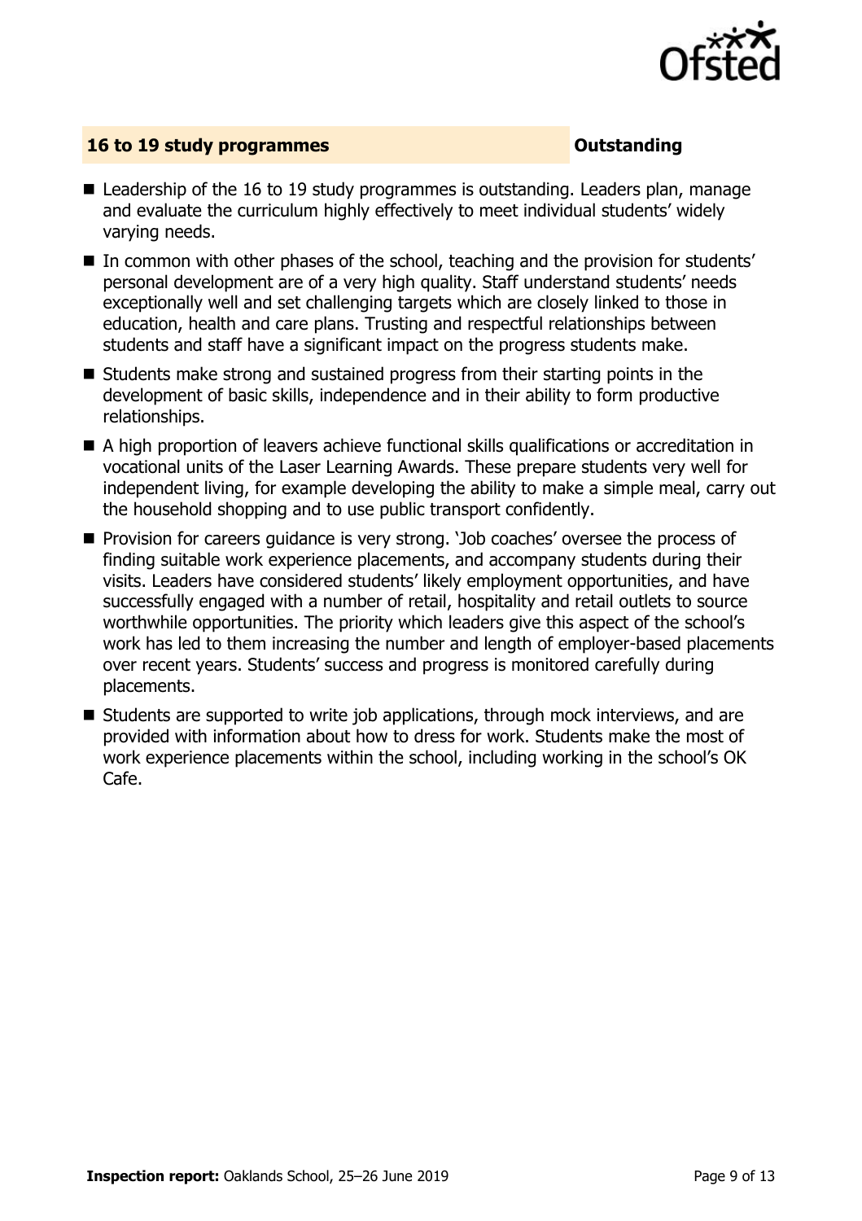## 16 to 19 study programmes — Outstanding

- Leadership of the 16 to 19 study programmes is outstanding. Leaders plan, manage and evaluate the curriculum highly effectively to meet individual students' widely varying needs.
- In common with other phases of the school, teaching and the provision for students' personal development are of a very high quality. Staff understand students' needs exceptionally well and set challenging targets which are closely linked to those in education, health and care plans. Trusting and respectful relationships between students and staff have a significant impact on the progress students make.
- Students make strong and sustained progress from their starting points in the development of basic skills, independence and in their ability to form productive relationships.
- A high proportion of leavers achieve functional skills qualifications or accreditation in vocational units of the Laser Learning Awards. These prepare students very well for independent living, for example developing the ability to make a simple meal, carry out the household shopping and to use public transport confidently.
- Provision for careers guidance is very strong. 'Job coaches' oversee the process of finding suitable work experience placements, and accompany students during their visits. Leaders have considered students' likely employment opportunities, and have successfully engaged with a number of retail, hospitality and retail outlets to source worthwhile opportunities. The priority which leaders give this aspect of the school's work has led to them increasing the number and length of employer-based placements over recent years. Students' success and progress is monitored carefully during placements.
- Students are supported to write job applications, through mock interviews, and are provided with information about how to dress for work. Students make the most of work experience placements within the school, including working in the school's OK Cafe.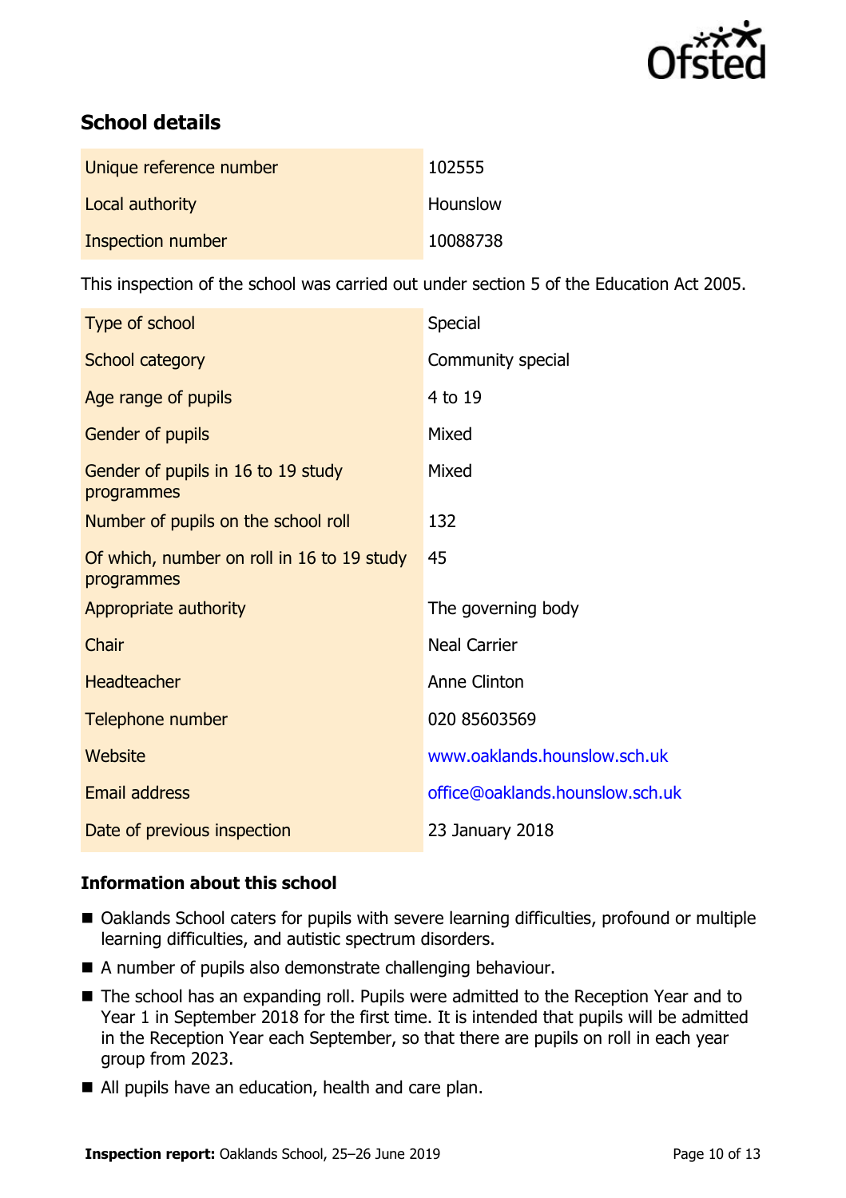## School details

| | |
|---|---|
| Unique reference number | 102555 |
| Local authority | Hounslow |
| Inspection number | 10088738 |

This inspection of the school was carried out under section 5 of the Education Act 2005.

| | |
|---|---|
| Type of school | Special |
| School category | Community special |
| Age range of pupils | 4 to 19 |
| Gender of pupils | Mixed |
| Gender of pupils in 16 to 19 study programmes | Mixed |
| Number of pupils on the school roll | 132 |
| Of which, number on roll in 16 to 19 study programmes | 45 |
| Appropriate authority | The governing body |
| Chair | Neal Carrier |
| Headteacher | Anne Clinton |
| Telephone number | 020 85603569 |
| Website | www.oaklands.hounslow.sch.uk |
| Email address | office@oaklands.hounslow.sch.uk |
| Date of previous inspection | 23 January 2018 |

### Information about this school

- Oaklands School caters for pupils with severe learning difficulties, profound or multiple learning difficulties, and autistic spectrum disorders.
- A number of pupils also demonstrate challenging behaviour.
- The school has an expanding roll. Pupils were admitted to the Reception Year and to Year 1 in September 2018 for the first time. It is intended that pupils will be admitted in the Reception Year each September, so that there are pupils on roll in each year group from 2023.
- All pupils have an education, health and care plan.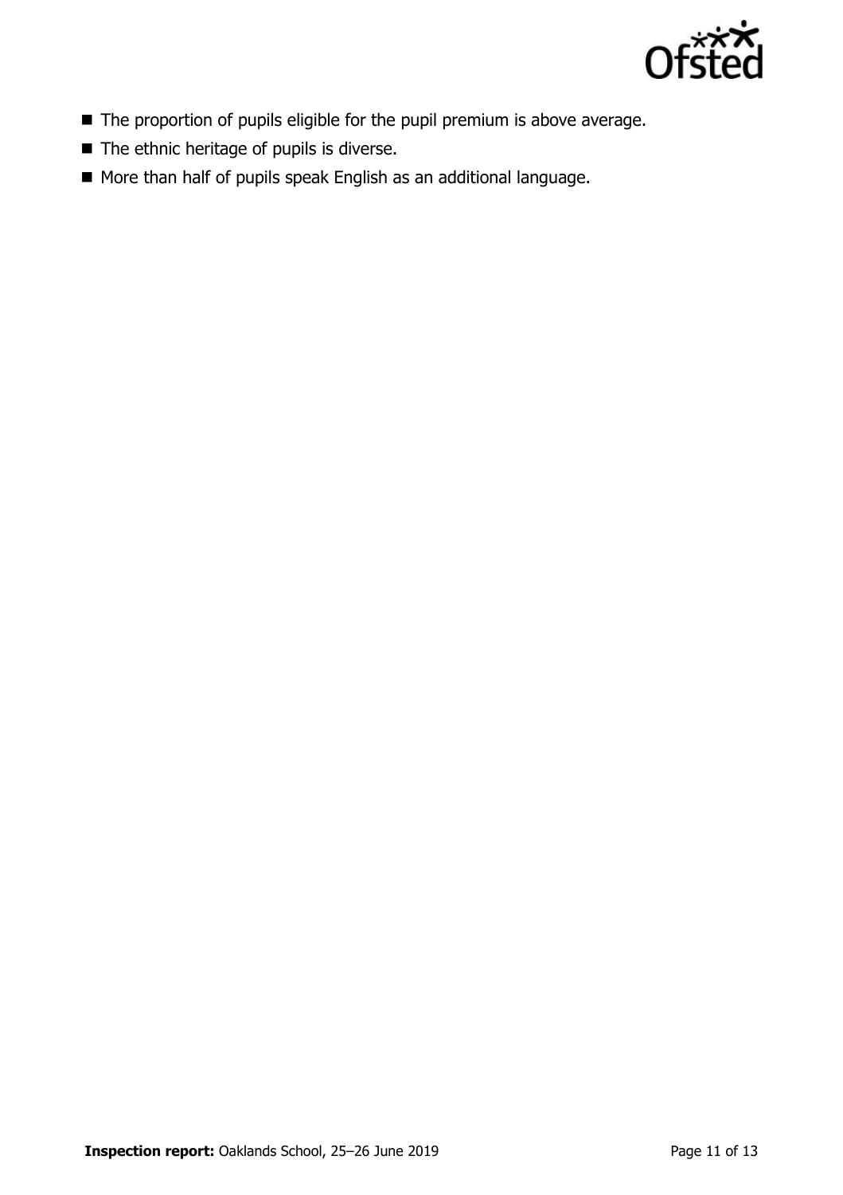- The proportion of pupils eligible for the pupil premium is above average.
- The ethnic heritage of pupils is diverse.
- More than half of pupils speak English as an additional language.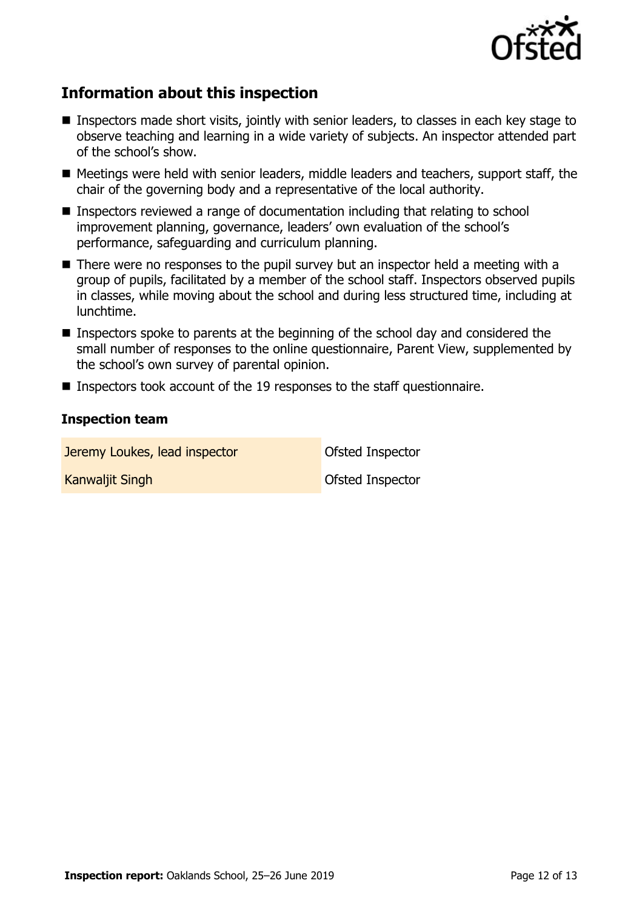## Information about this inspection

- Inspectors made short visits, jointly with senior leaders, to classes in each key stage to observe teaching and learning in a wide variety of subjects. An inspector attended part of the school's show.
- Meetings were held with senior leaders, middle leaders and teachers, support staff, the chair of the governing body and a representative of the local authority.
- Inspectors reviewed a range of documentation including that relating to school improvement planning, governance, leaders' own evaluation of the school's performance, safeguarding and curriculum planning.
- There were no responses to the pupil survey but an inspector held a meeting with a group of pupils, facilitated by a member of the school staff. Inspectors observed pupils in classes, while moving about the school and during less structured time, including at lunchtime.
- Inspectors spoke to parents at the beginning of the school day and considered the small number of responses to the online questionnaire, Parent View, supplemented by the school's own survey of parental opinion.
- Inspectors took account of the 19 responses to the staff questionnaire.

### Inspection team

| | |
|---|---|
| Jeremy Loukes, lead inspector | Ofsted Inspector |
| Kanwaljit Singh | Ofsted Inspector |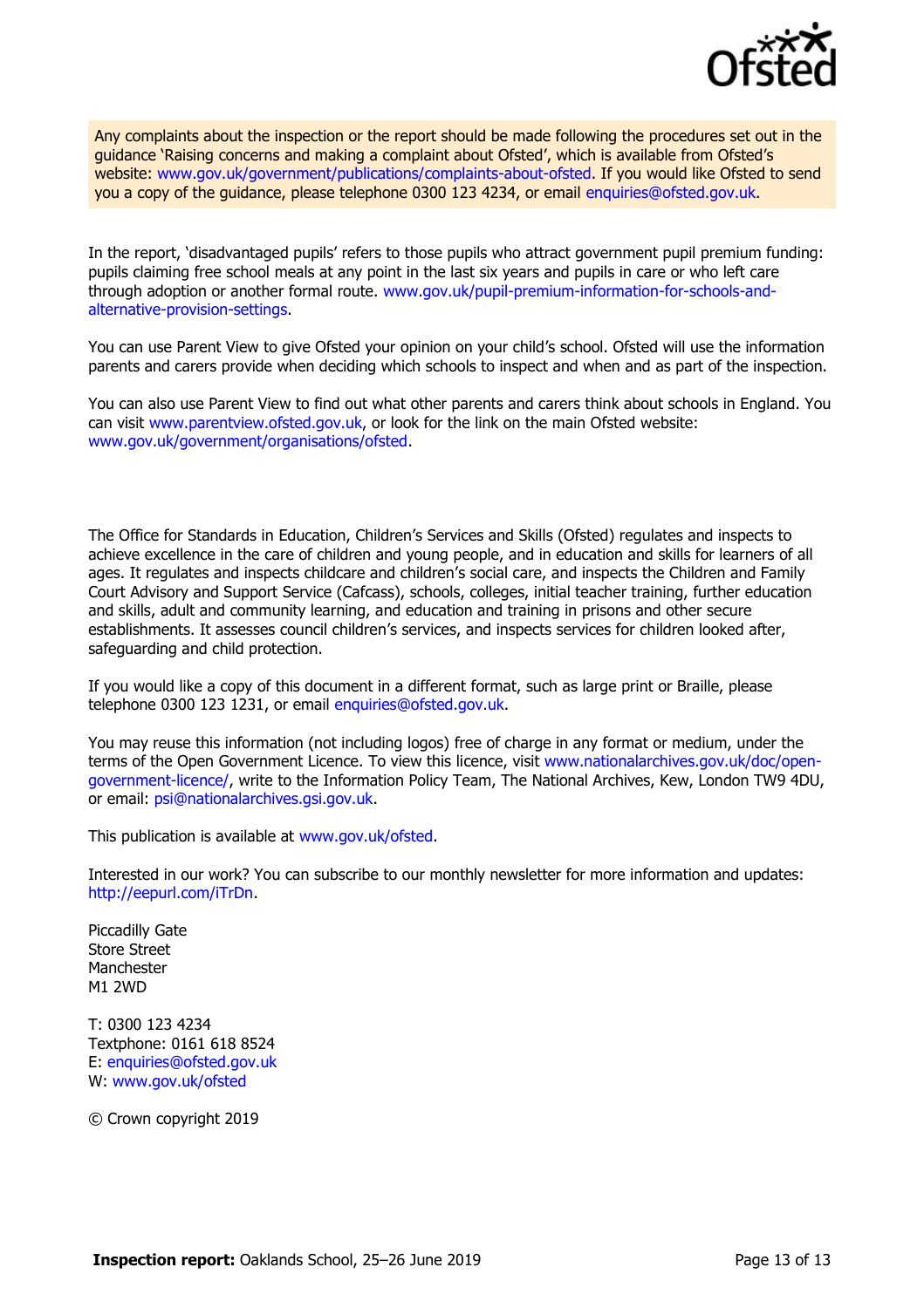Any complaints about the inspection or the report should be made following the procedures set out in the guidance 'Raising concerns and making a complaint about Ofsted', which is available from Ofsted's website: www.gov.uk/government/publications/complaints-about-ofsted. If you would like Ofsted to send you a copy of the guidance, please telephone 0300 123 4234, or email enquiries@ofsted.gov.uk.

In the report, 'disadvantaged pupils' refers to those pupils who attract government pupil premium funding: pupils claiming free school meals at any point in the last six years and pupils in care or who left care through adoption or another formal route. www.gov.uk/pupil-premium-information-for-schools-and-alternative-provision-settings.

You can use Parent View to give Ofsted your opinion on your child's school. Ofsted will use the information parents and carers provide when deciding which schools to inspect and when and as part of the inspection.

You can also use Parent View to find out what other parents and carers think about schools in England. You can visit www.parentview.ofsted.gov.uk, or look for the link on the main Ofsted website: www.gov.uk/government/organisations/ofsted.

The Office for Standards in Education, Children's Services and Skills (Ofsted) regulates and inspects to achieve excellence in the care of children and young people, and in education and skills for learners of all ages. It regulates and inspects childcare and children's social care, and inspects the Children and Family Court Advisory and Support Service (Cafcass), schools, colleges, initial teacher training, further education and skills, adult and community learning, and education and training in prisons and other secure establishments. It assesses council children's services, and inspects services for children looked after, safeguarding and child protection.

If you would like a copy of this document in a different format, such as large print or Braille, please telephone 0300 123 1231, or email enquiries@ofsted.gov.uk.

You may reuse this information (not including logos) free of charge in any format or medium, under the terms of the Open Government Licence. To view this licence, visit www.nationalarchives.gov.uk/doc/open-government-licence/, write to the Information Policy Team, The National Archives, Kew, London TW9 4DU, or email: psi@nationalarchives.gsi.gov.uk.

This publication is available at www.gov.uk/ofsted.

Interested in our work? You can subscribe to our monthly newsletter for more information and updates: http://eepurl.com/iTrDn.

Piccadilly Gate
Store Street
Manchester
M1 2WD

T: 0300 123 4234
Textphone: 0161 618 8524
E: enquiries@ofsted.gov.uk
W: www.gov.uk/ofsted

© Crown copyright 2019